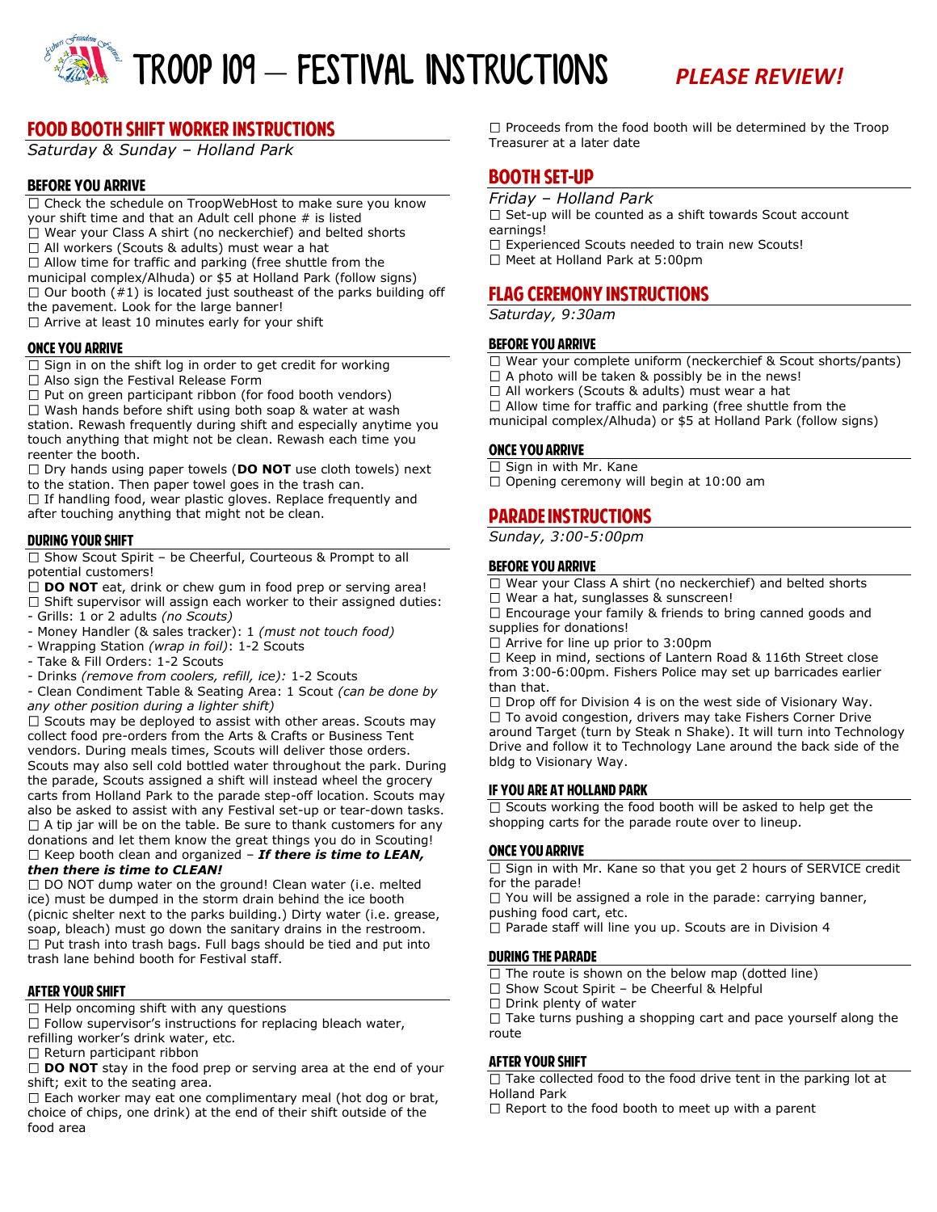# TROOP 109 – FESTIVAL INSTRUCTIONS

***PLEASE REVIEW!***

## FOOD BOOTH SHIFT WORKER INSTRUCTIONS

*Saturday & Sunday – Holland Park*

### BEFORE YOU ARRIVE

☐ Check the schedule on TroopWebHost to make sure you know your shift time and that an Adult cell phone # is listed
☐ Wear your Class A shirt (no neckerchief) and belted shorts
☐ All workers (Scouts & adults) must wear a hat
☐ Allow time for traffic and parking (free shuttle from the municipal complex/Alhuda) or $5 at Holland Park (follow signs)
☐ Our booth (#1) is located just southeast of the parks building off the pavement. Look for the large banner!
☐ Arrive at least 10 minutes early for your shift

### ONCE YOU ARRIVE

☐ Sign in on the shift log in order to get credit for working
☐ Also sign the Festival Release Form
☐ Put on green participant ribbon (for food booth vendors)
☐ Wash hands before shift using both soap & water at wash station. Rewash frequently during shift and especially anytime you touch anything that might not be clean. Rewash each time you reenter the booth.
☐ Dry hands using paper towels (**DO NOT** use cloth towels) next to the station. Then paper towel goes in the trash can.
☐ If handling food, wear plastic gloves. Replace frequently and after touching anything that might not be clean.

### DURING YOUR SHIFT

☐ Show Scout Spirit – be Cheerful, Courteous & Prompt to all potential customers!
☐ **DO NOT** eat, drink or chew gum in food prep or serving area!
☐ Shift supervisor will assign each worker to their assigned duties:
- Grills: 1 or 2 adults *(no Scouts)*
- Money Handler (& sales tracker): 1 *(must not touch food)*
- Wrapping Station *(wrap in foil)*: 1-2 Scouts
- Take & Fill Orders: 1-2 Scouts
- Drinks *(remove from coolers, refill, ice)*: 1-2 Scouts
- Clean Condiment Table & Seating Area: 1 Scout *(can be done by any other position during a lighter shift)*

☐ Scouts may be deployed to assist with other areas. Scouts may collect food pre-orders from the Arts & Crafts or Business Tent vendors. During meals times, Scouts will deliver those orders. Scouts may also sell cold bottled water throughout the park. During the parade, Scouts assigned a shift will instead wheel the grocery carts from Holland Park to the parade step-off location. Scouts may also be asked to assist with any Festival set-up or tear-down tasks.
☐ A tip jar will be on the table. Be sure to thank customers for any donations and let them know the great things you do in Scouting!
☐ Keep booth clean and organized – ***If there is time to LEAN, then there is time to CLEAN!***
☐ DO NOT dump water on the ground! Clean water (i.e. melted ice) must be dumped in the storm drain behind the ice booth (picnic shelter next to the parks building.) Dirty water (i.e. grease, soap, bleach) must go down the sanitary drains in the restroom.
☐ Put trash into trash bags. Full bags should be tied and put into trash lane behind booth for Festival staff.

### AFTER YOUR SHIFT

☐ Help oncoming shift with any questions
☐ Follow supervisor's instructions for replacing bleach water, refilling worker's drink water, etc.
☐ Return participant ribbon
☐ **DO NOT** stay in the food prep or serving area at the end of your shift; exit to the seating area.
☐ Each worker may eat one complimentary meal (hot dog or brat, choice of chips, one drink) at the end of their shift outside of the food area
☐ Proceeds from the food booth will be determined by the Troop Treasurer at a later date

## BOOTH SET-UP

*Friday – Holland Park*

☐ Set-up will be counted as a shift towards Scout account earnings!
☐ Experienced Scouts needed to train new Scouts!
☐ Meet at Holland Park at 5:00pm

## FLAG CEREMONY INSTRUCTIONS

*Saturday, 9:30am*

### BEFORE YOU ARRIVE

☐ Wear your complete uniform (neckerchief & Scout shorts/pants)
☐ A photo will be taken & possibly be in the news!
☐ All workers (Scouts & adults) must wear a hat
☐ Allow time for traffic and parking (free shuttle from the municipal complex/Alhuda) or $5 at Holland Park (follow signs)

### ONCE YOU ARRIVE

☐ Sign in with Mr. Kane
☐ Opening ceremony will begin at 10:00 am

## PARADE INSTRUCTIONS

*Sunday, 3:00-5:00pm*

### BEFORE YOU ARRIVE

☐ Wear your Class A shirt (no neckerchief) and belted shorts
☐ Wear a hat, sunglasses & sunscreen!
☐ Encourage your family & friends to bring canned goods and supplies for donations!
☐ Arrive for line up prior to 3:00pm
☐ Keep in mind, sections of Lantern Road & 116th Street close from 3:00-6:00pm. Fishers Police may set up barricades earlier than that.
☐ Drop off for Division 4 is on the west side of Visionary Way.
☐ To avoid congestion, drivers may take Fishers Corner Drive around Target (turn by Steak n Shake). It will turn into Technology Drive and follow it to Technology Lane around the back side of the bldg to Visionary Way.

### IF YOU ARE AT HOLLAND PARK

☐ Scouts working the food booth will be asked to help get the shopping carts for the parade route over to lineup.

### ONCE YOU ARRIVE

☐ Sign in with Mr. Kane so that you get 2 hours of SERVICE credit for the parade!
☐ You will be assigned a role in the parade: carrying banner, pushing food cart, etc.
☐ Parade staff will line you up. Scouts are in Division 4

### DURING THE PARADE

☐ The route is shown on the below map (dotted line)
☐ Show Scout Spirit – be Cheerful & Helpful
☐ Drink plenty of water
☐ Take turns pushing a shopping cart and pace yourself along the route

### AFTER YOUR SHIFT

☐ Take collected food to the food drive tent in the parking lot at Holland Park
☐ Report to the food booth to meet up with a parent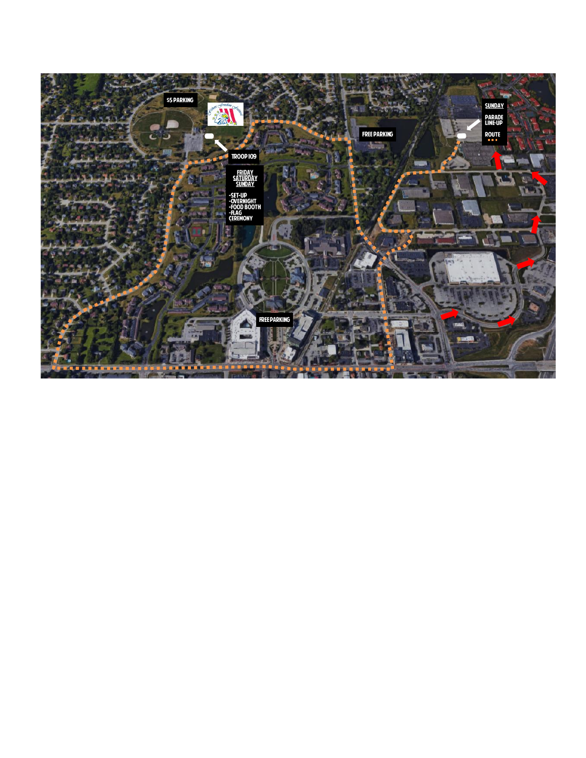$5 PARKING

TROOP 109

FRIDAY
SATURDAY
SUNDAY

-SET-UP
-OVERNIGHT
-FOOD BOOTH
-FLAG
CEREMONY

FREE PARKING

FREE PARKING

SUNDAY

PARADE
LINE-UP

ROUTE